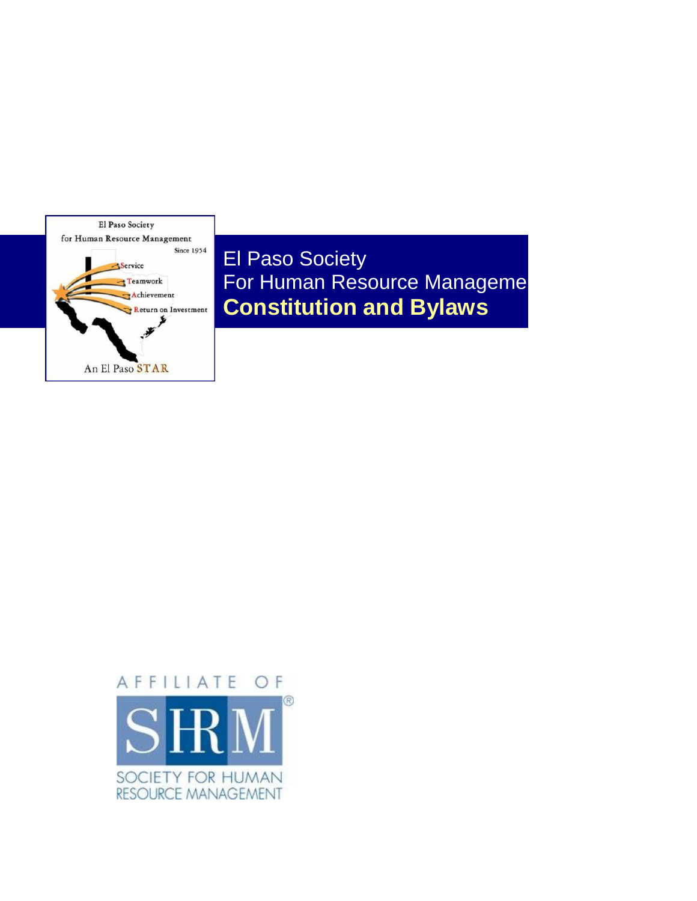El Paso Society

For Human Resource Manageme

# Constitution and Bylaws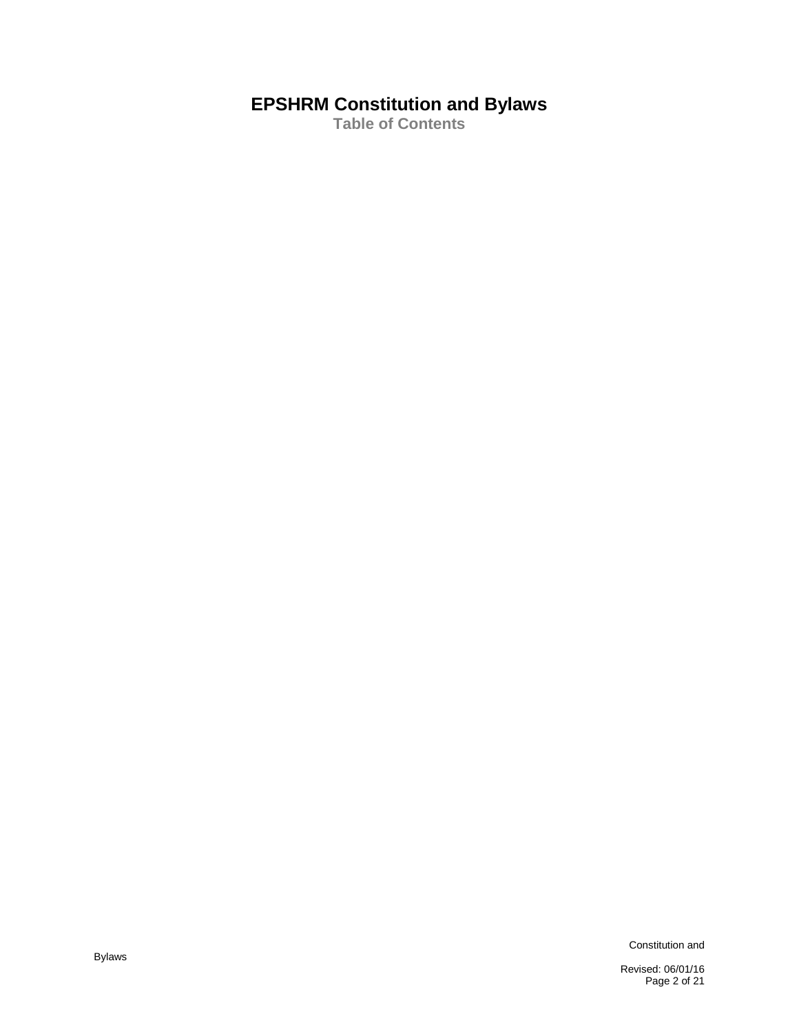# EPSHRM Constitution and Bylaws

## Table of Contents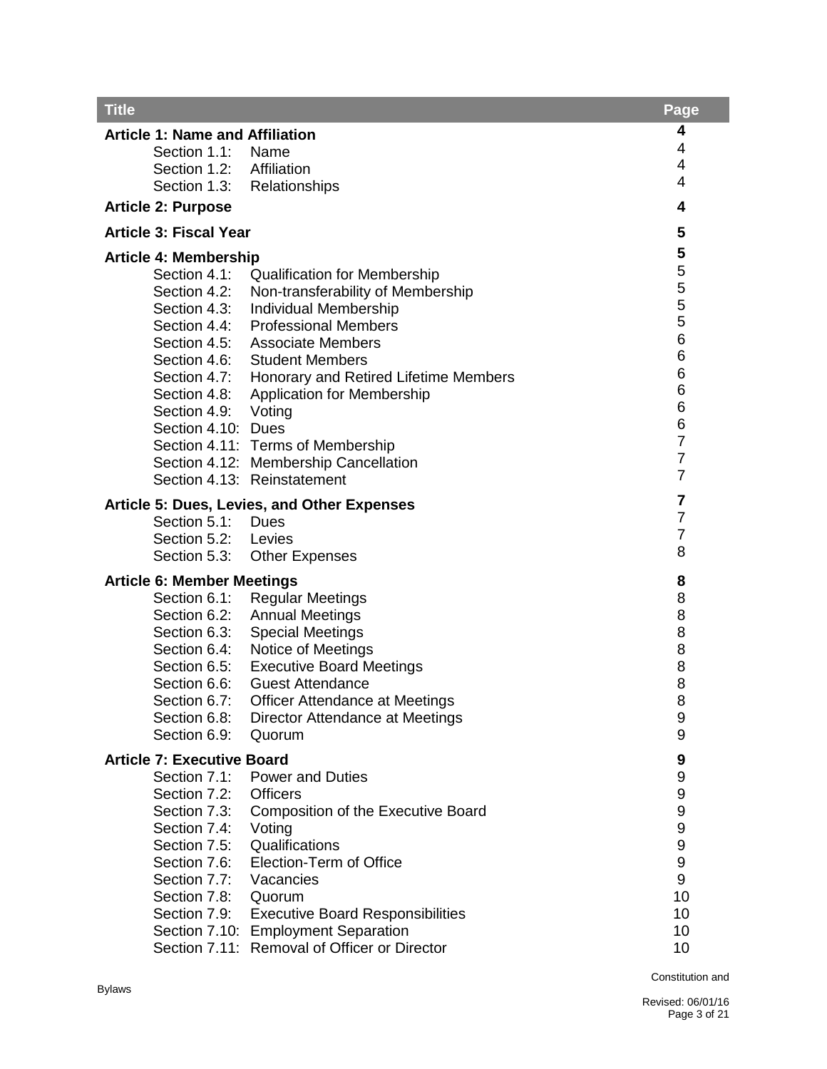| Title | | Page |
|---|---|---|
| **Article 1: Name and Affiliation** | | **4** |
| Section 1.1: | Name | 4 |
| Section 1.2: | Affiliation | 4 |
| Section 1.3: | Relationships | 4 |
| **Article 2: Purpose** | | **4** |
| **Article 3: Fiscal Year** | | **5** |
| **Article 4: Membership** | | **5** |
| Section 4.1: | Qualification for Membership | 5 |
| Section 4.2: | Non-transferability of Membership | 5 |
| Section 4.3: | Individual Membership | 5 |
| Section 4.4: | Professional Members | 5 |
| Section 4.5: | Associate Members | 6 |
| Section 4.6: | Student Members | 6 |
| Section 4.7: | Honorary and Retired Lifetime Members | 6 |
| Section 4.8: | Application for Membership | 6 |
| Section 4.9: | Voting | 6 |
| Section 4.10: | Dues | 6 |
| Section 4.11: | Terms of Membership | 7 |
| Section 4.12: | Membership Cancellation | 7 |
| Section 4.13: | Reinstatement | 7 |
| **Article 5: Dues, Levies, and Other Expenses** | | **7** |
| Section 5.1: | Dues | 7 |
| Section 5.2: | Levies | 7 |
| Section 5.3: | Other Expenses | 8 |
| **Article 6: Member Meetings** | | **8** |
| Section 6.1: | Regular Meetings | 8 |
| Section 6.2: | Annual Meetings | 8 |
| Section 6.3: | Special Meetings | 8 |
| Section 6.4: | Notice of Meetings | 8 |
| Section 6.5: | Executive Board Meetings | 8 |
| Section 6.6: | Guest Attendance | 8 |
| Section 6.7: | Officer Attendance at Meetings | 8 |
| Section 6.8: | Director Attendance at Meetings | 9 |
| Section 6.9: | Quorum | 9 |
| **Article 7: Executive Board** | | **9** |
| Section 7.1: | Power and Duties | 9 |
| Section 7.2: | Officers | 9 |
| Section 7.3: | Composition of the Executive Board | 9 |
| Section 7.4: | Voting | 9 |
| Section 7.5: | Qualifications | 9 |
| Section 7.6: | Election-Term of Office | 9 |
| Section 7.7: | Vacancies | 9 |
| Section 7.8: | Quorum | 10 |
| Section 7.9: | Executive Board Responsibilities | 10 |
| Section 7.10: | Employment Separation | 10 |
| Section 7.11: | Removal of Officer or Director | 10 |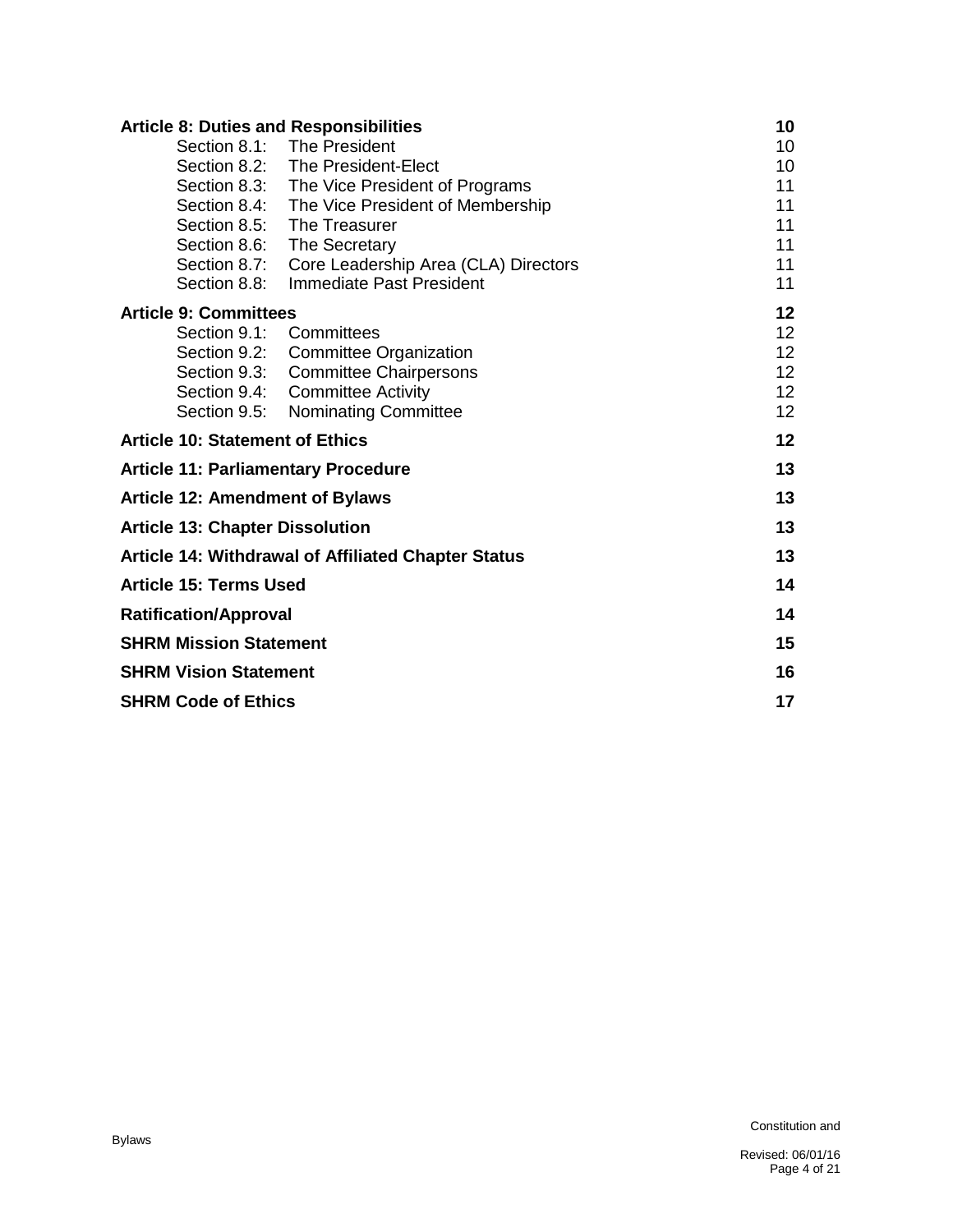| | | |
|---|---|---|
| **Article 8: Duties and Responsibilities** | | **10** |
| Section 8.1: | The President | 10 |
| Section 8.2: | The President-Elect | 10 |
| Section 8.3: | The Vice President of Programs | 11 |
| Section 8.4: | The Vice President of Membership | 11 |
| Section 8.5: | The Treasurer | 11 |
| Section 8.6: | The Secretary | 11 |
| Section 8.7: | Core Leadership Area (CLA) Directors | 11 |
| Section 8.8: | Immediate Past President | 11 |
| **Article 9: Committees** | | **12** |
| Section 9.1: | Committees | 12 |
| Section 9.2: | Committee Organization | 12 |
| Section 9.3: | Committee Chairpersons | 12 |
| Section 9.4: | Committee Activity | 12 |
| Section 9.5: | Nominating Committee | 12 |
| **Article 10: Statement of Ethics** | | **12** |
| **Article 11: Parliamentary Procedure** | | **13** |
| **Article 12: Amendment of Bylaws** | | **13** |
| **Article 13: Chapter Dissolution** | | **13** |
| **Article 14: Withdrawal of Affiliated Chapter Status** | | **13** |
| **Article 15: Terms Used** | | **14** |
| **Ratification/Approval** | | **14** |
| **SHRM Mission Statement** | | **15** |
| **SHRM Vision Statement** | | **16** |
| **SHRM Code of Ethics** | | **17** |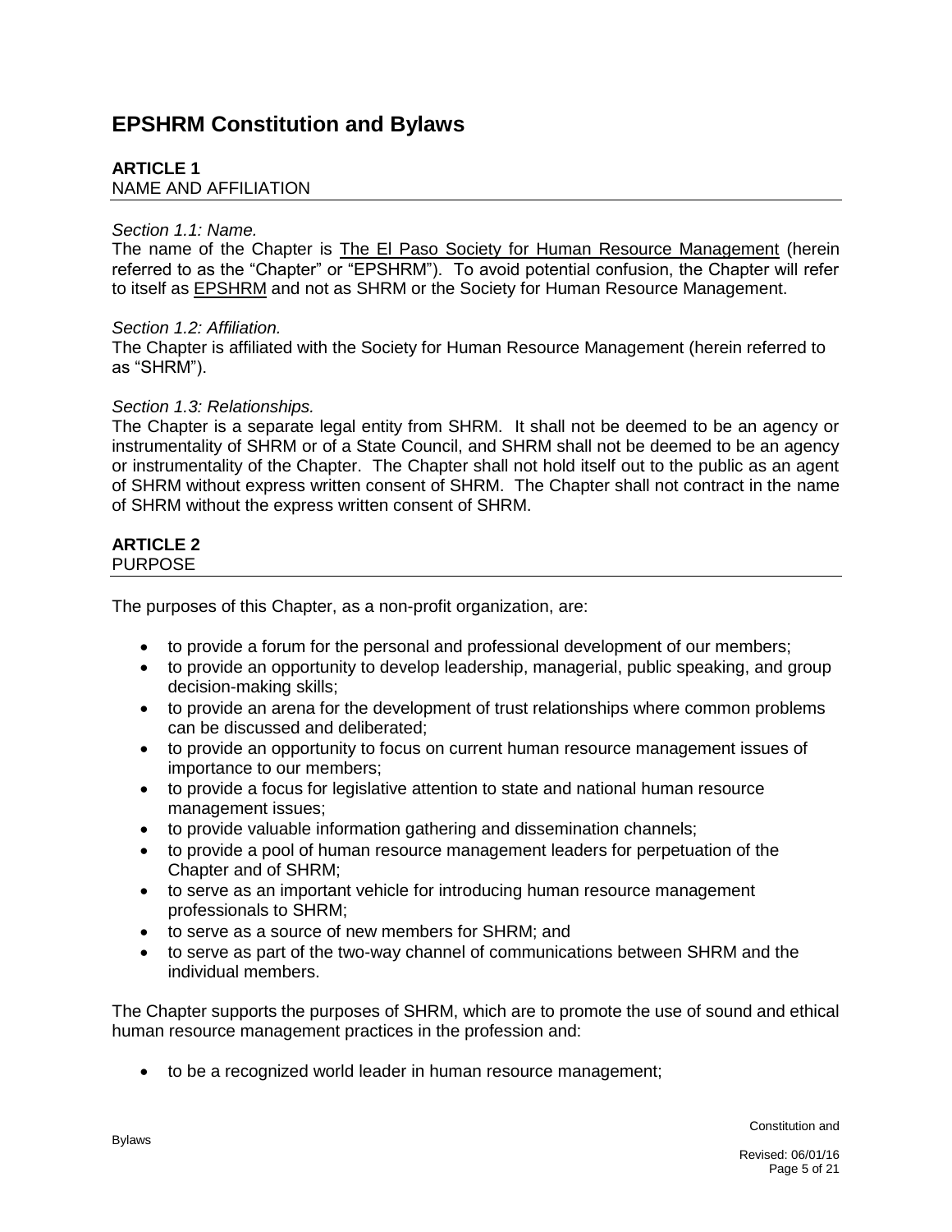# EPSHRM Constitution and Bylaws

**ARTICLE 1**
NAME AND AFFILIATION

*Section 1.1: Name.*
The name of the Chapter is The El Paso Society for Human Resource Management (herein referred to as the "Chapter" or "EPSHRM"). To avoid potential confusion, the Chapter will refer to itself as EPSHRM and not as SHRM or the Society for Human Resource Management.

*Section 1.2: Affiliation.*
The Chapter is affiliated with the Society for Human Resource Management (herein referred to as "SHRM").

*Section 1.3: Relationships.*
The Chapter is a separate legal entity from SHRM. It shall not be deemed to be an agency or instrumentality of SHRM or of a State Council, and SHRM shall not be deemed to be an agency or instrumentality of the Chapter. The Chapter shall not hold itself out to the public as an agent of SHRM without express written consent of SHRM. The Chapter shall not contract in the name of SHRM without the express written consent of SHRM.

**ARTICLE 2**
PURPOSE

The purposes of this Chapter, as a non-profit organization, are:

- to provide a forum for the personal and professional development of our members;
- to provide an opportunity to develop leadership, managerial, public speaking, and group decision-making skills;
- to provide an arena for the development of trust relationships where common problems can be discussed and deliberated;
- to provide an opportunity to focus on current human resource management issues of importance to our members;
- to provide a focus for legislative attention to state and national human resource management issues;
- to provide valuable information gathering and dissemination channels;
- to provide a pool of human resource management leaders for perpetuation of the Chapter and of SHRM;
- to serve as an important vehicle for introducing human resource management professionals to SHRM;
- to serve as a source of new members for SHRM; and
- to serve as part of the two-way channel of communications between SHRM and the individual members.

The Chapter supports the purposes of SHRM, which are to promote the use of sound and ethical human resource management practices in the profession and:

- to be a recognized world leader in human resource management;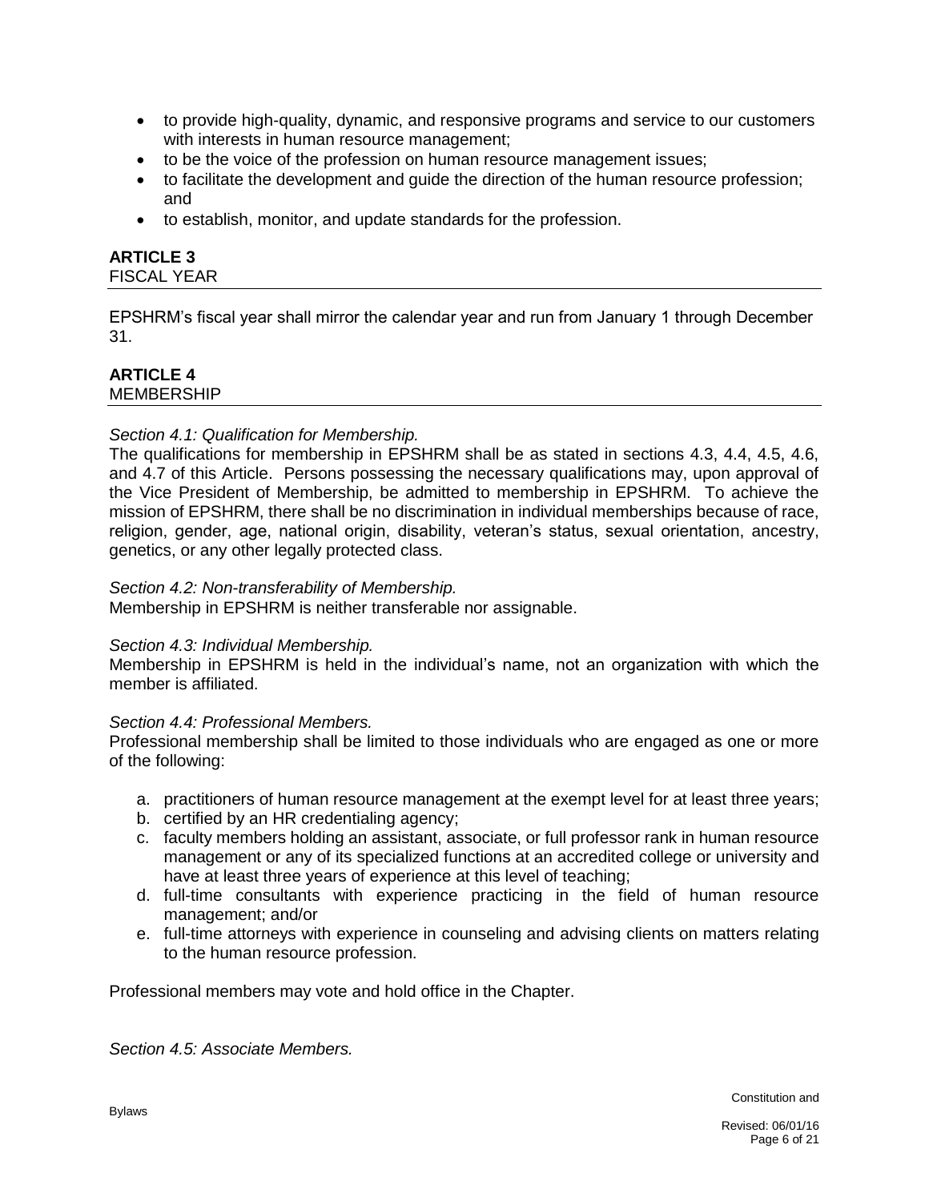- to provide high-quality, dynamic, and responsive programs and service to our customers with interests in human resource management;
- to be the voice of the profession on human resource management issues;
- to facilitate the development and guide the direction of the human resource profession; and
- to establish, monitor, and update standards for the profession.

## ARTICLE 3
FISCAL YEAR

EPSHRM's fiscal year shall mirror the calendar year and run from January 1 through December 31.

## ARTICLE 4
MEMBERSHIP

*Section 4.1: Qualification for Membership.*
The qualifications for membership in EPSHRM shall be as stated in sections 4.3, 4.4, 4.5, 4.6, and 4.7 of this Article. Persons possessing the necessary qualifications may, upon approval of the Vice President of Membership, be admitted to membership in EPSHRM. To achieve the mission of EPSHRM, there shall be no discrimination in individual memberships because of race, religion, gender, age, national origin, disability, veteran's status, sexual orientation, ancestry, genetics, or any other legally protected class.

*Section 4.2: Non-transferability of Membership.*
Membership in EPSHRM is neither transferable nor assignable.

*Section 4.3: Individual Membership.*
Membership in EPSHRM is held in the individual's name, not an organization with which the member is affiliated.

*Section 4.4: Professional Members.*
Professional membership shall be limited to those individuals who are engaged as one or more of the following:

a. practitioners of human resource management at the exempt level for at least three years;
b. certified by an HR credentialing agency;
c. faculty members holding an assistant, associate, or full professor rank in human resource management or any of its specialized functions at an accredited college or university and have at least three years of experience at this level of teaching;
d. full-time consultants with experience practicing in the field of human resource management; and/or
e. full-time attorneys with experience in counseling and advising clients on matters relating to the human resource profession.

Professional members may vote and hold office in the Chapter.

*Section 4.5: Associate Members.*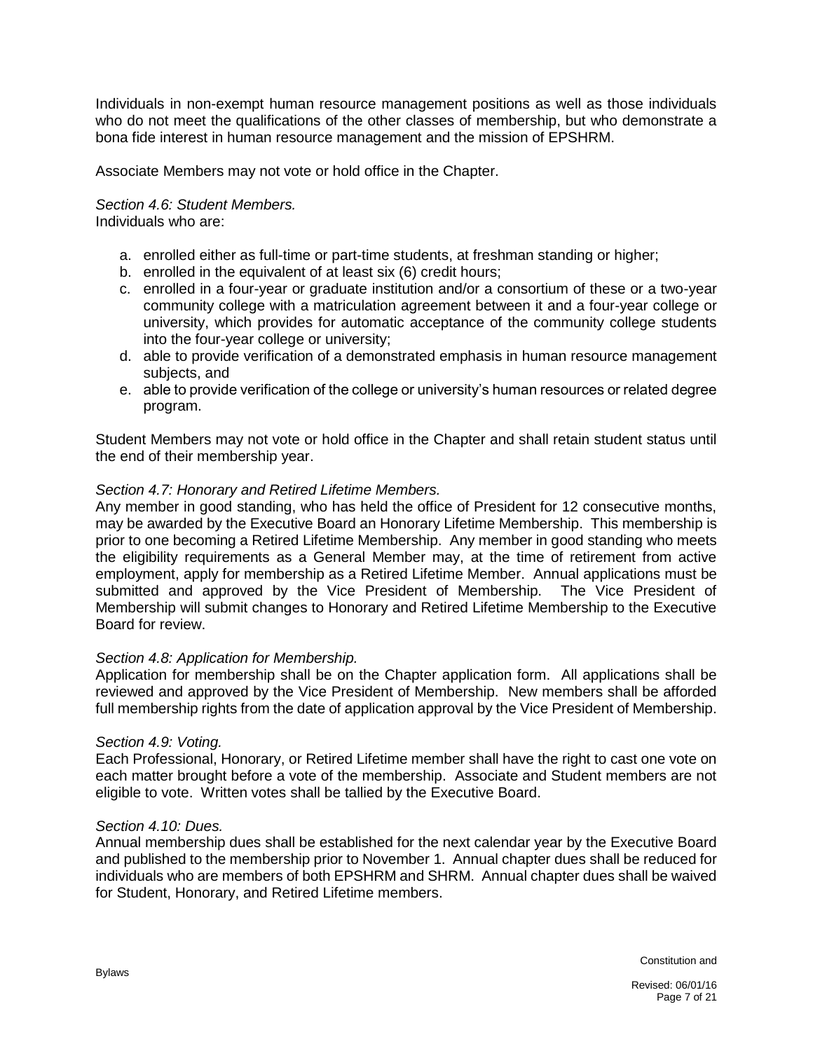Individuals in non-exempt human resource management positions as well as those individuals who do not meet the qualifications of the other classes of membership, but who demonstrate a bona fide interest in human resource management and the mission of EPSHRM.

Associate Members may not vote or hold office in the Chapter.

*Section 4.6: Student Members.*
Individuals who are:

a. enrolled either as full-time or part-time students, at freshman standing or higher;
b. enrolled in the equivalent of at least six (6) credit hours;
c. enrolled in a four-year or graduate institution and/or a consortium of these or a two-year community college with a matriculation agreement between it and a four-year college or university, which provides for automatic acceptance of the community college students into the four-year college or university;
d. able to provide verification of a demonstrated emphasis in human resource management subjects, and
e. able to provide verification of the college or university's human resources or related degree program.

Student Members may not vote or hold office in the Chapter and shall retain student status until the end of their membership year.

*Section 4.7: Honorary and Retired Lifetime Members.*
Any member in good standing, who has held the office of President for 12 consecutive months, may be awarded by the Executive Board an Honorary Lifetime Membership. This membership is prior to one becoming a Retired Lifetime Membership. Any member in good standing who meets the eligibility requirements as a General Member may, at the time of retirement from active employment, apply for membership as a Retired Lifetime Member. Annual applications must be submitted and approved by the Vice President of Membership. The Vice President of Membership will submit changes to Honorary and Retired Lifetime Membership to the Executive Board for review.

*Section 4.8: Application for Membership.*
Application for membership shall be on the Chapter application form. All applications shall be reviewed and approved by the Vice President of Membership. New members shall be afforded full membership rights from the date of application approval by the Vice President of Membership.

*Section 4.9: Voting.*
Each Professional, Honorary, or Retired Lifetime member shall have the right to cast one vote on each matter brought before a vote of the membership. Associate and Student members are not eligible to vote. Written votes shall be tallied by the Executive Board.

*Section 4.10: Dues.*
Annual membership dues shall be established for the next calendar year by the Executive Board and published to the membership prior to November 1. Annual chapter dues shall be reduced for individuals who are members of both EPSHRM and SHRM. Annual chapter dues shall be waived for Student, Honorary, and Retired Lifetime members.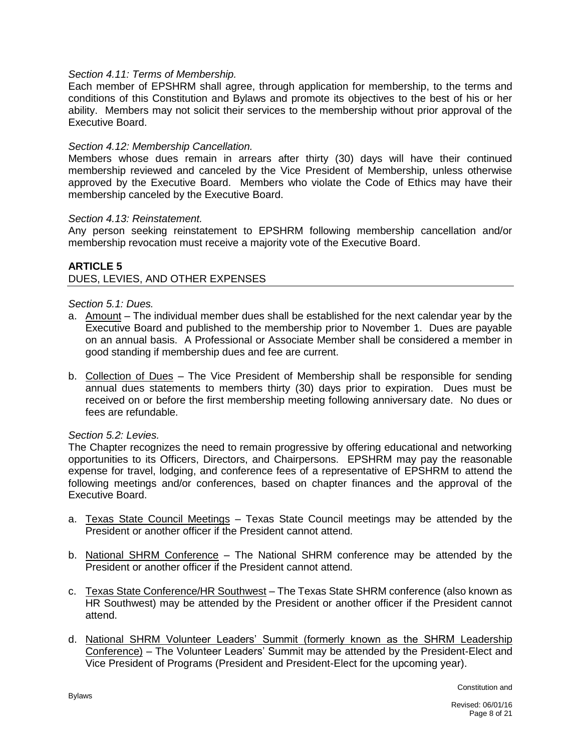*Section 4.11: Terms of Membership.*

Each member of EPSHRM shall agree, through application for membership, to the terms and conditions of this Constitution and Bylaws and promote its objectives to the best of his or her ability. Members may not solicit their services to the membership without prior approval of the Executive Board.

*Section 4.12: Membership Cancellation.*

Members whose dues remain in arrears after thirty (30) days will have their continued membership reviewed and canceled by the Vice President of Membership, unless otherwise approved by the Executive Board. Members who violate the Code of Ethics may have their membership canceled by the Executive Board.

*Section 4.13: Reinstatement.*

Any person seeking reinstatement to EPSHRM following membership cancellation and/or membership revocation must receive a majority vote of the Executive Board.

## ARTICLE 5

DUES, LEVIES, AND OTHER EXPENSES

*Section 5.1: Dues.*

a. Amount – The individual member dues shall be established for the next calendar year by the Executive Board and published to the membership prior to November 1. Dues are payable on an annual basis. A Professional or Associate Member shall be considered a member in good standing if membership dues and fee are current.

b. Collection of Dues – The Vice President of Membership shall be responsible for sending annual dues statements to members thirty (30) days prior to expiration. Dues must be received on or before the first membership meeting following anniversary date. No dues or fees are refundable.

*Section 5.2: Levies.*

The Chapter recognizes the need to remain progressive by offering educational and networking opportunities to its Officers, Directors, and Chairpersons. EPSHRM may pay the reasonable expense for travel, lodging, and conference fees of a representative of EPSHRM to attend the following meetings and/or conferences, based on chapter finances and the approval of the Executive Board.

a. Texas State Council Meetings – Texas State Council meetings may be attended by the President or another officer if the President cannot attend.

b. National SHRM Conference – The National SHRM conference may be attended by the President or another officer if the President cannot attend.

c. Texas State Conference/HR Southwest – The Texas State SHRM conference (also known as HR Southwest) may be attended by the President or another officer if the President cannot attend.

d. National SHRM Volunteer Leaders' Summit (formerly known as the SHRM Leadership Conference) – The Volunteer Leaders' Summit may be attended by the President-Elect and Vice President of Programs (President and President-Elect for the upcoming year).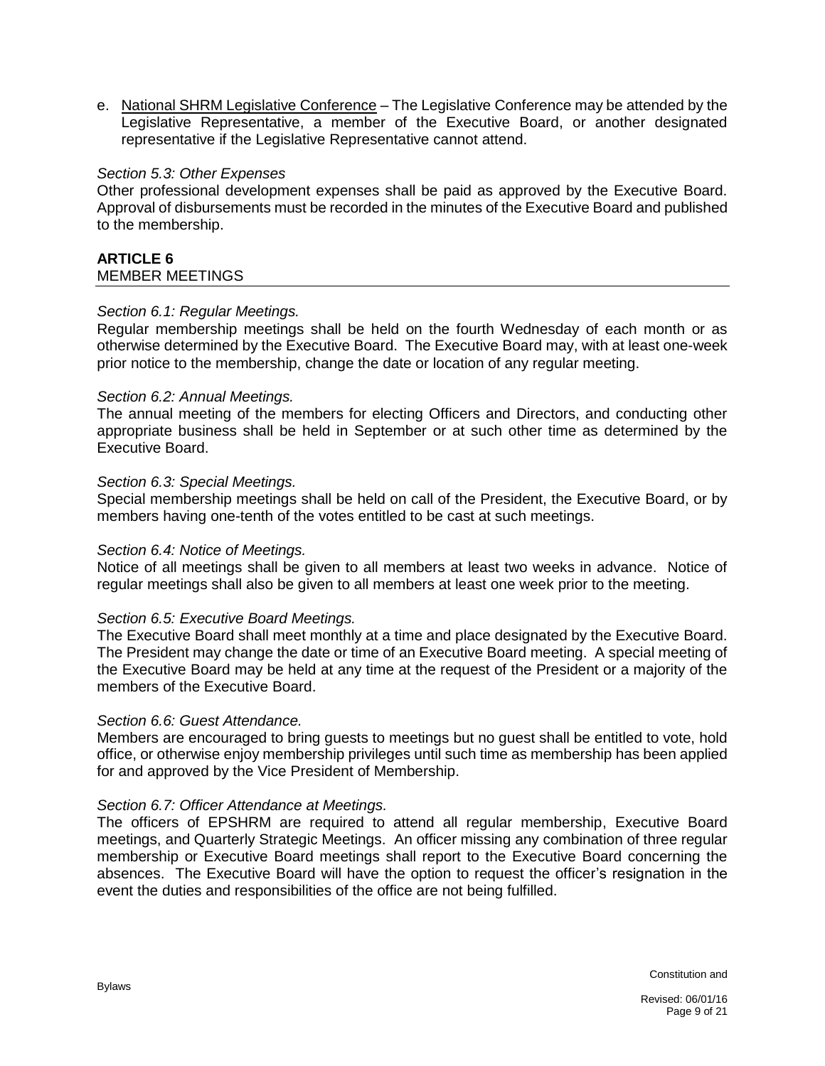e. <u>National SHRM Legislative Conference</u> – The Legislative Conference may be attended by the Legislative Representative, a member of the Executive Board, or another designated representative if the Legislative Representative cannot attend.

*Section 5.3: Other Expenses*

Other professional development expenses shall be paid as approved by the Executive Board. Approval of disbursements must be recorded in the minutes of the Executive Board and published to the membership.

## ARTICLE 6
MEMBER MEETINGS

*Section 6.1: Regular Meetings.*

Regular membership meetings shall be held on the fourth Wednesday of each month or as otherwise determined by the Executive Board. The Executive Board may, with at least one-week prior notice to the membership, change the date or location of any regular meeting.

*Section 6.2: Annual Meetings.*

The annual meeting of the members for electing Officers and Directors, and conducting other appropriate business shall be held in September or at such other time as determined by the Executive Board.

*Section 6.3: Special Meetings.*

Special membership meetings shall be held on call of the President, the Executive Board, or by members having one-tenth of the votes entitled to be cast at such meetings.

*Section 6.4: Notice of Meetings.*

Notice of all meetings shall be given to all members at least two weeks in advance. Notice of regular meetings shall also be given to all members at least one week prior to the meeting.

*Section 6.5: Executive Board Meetings.*

The Executive Board shall meet monthly at a time and place designated by the Executive Board. The President may change the date or time of an Executive Board meeting. A special meeting of the Executive Board may be held at any time at the request of the President or a majority of the members of the Executive Board.

*Section 6.6: Guest Attendance.*

Members are encouraged to bring guests to meetings but no guest shall be entitled to vote, hold office, or otherwise enjoy membership privileges until such time as membership has been applied for and approved by the Vice President of Membership.

*Section 6.7: Officer Attendance at Meetings.*

The officers of EPSHRM are required to attend all regular membership, Executive Board meetings, and Quarterly Strategic Meetings. An officer missing any combination of three regular membership or Executive Board meetings shall report to the Executive Board concerning the absences. The Executive Board will have the option to request the officer's resignation in the event the duties and responsibilities of the office are not being fulfilled.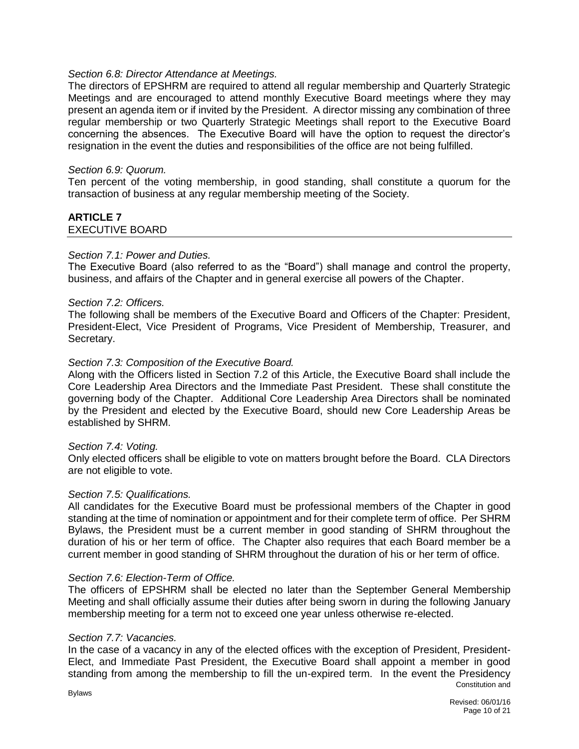*Section 6.8: Director Attendance at Meetings.*

The directors of EPSHRM are required to attend all regular membership and Quarterly Strategic Meetings and are encouraged to attend monthly Executive Board meetings where they may present an agenda item or if invited by the President. A director missing any combination of three regular membership or two Quarterly Strategic Meetings shall report to the Executive Board concerning the absences. The Executive Board will have the option to request the director's resignation in the event the duties and responsibilities of the office are not being fulfilled.

*Section 6.9: Quorum.*

Ten percent of the voting membership, in good standing, shall constitute a quorum for the transaction of business at any regular membership meeting of the Society.

## ARTICLE 7
EXECUTIVE BOARD

*Section 7.1: Power and Duties.*

The Executive Board (also referred to as the "Board") shall manage and control the property, business, and affairs of the Chapter and in general exercise all powers of the Chapter.

*Section 7.2: Officers.*

The following shall be members of the Executive Board and Officers of the Chapter: President, President-Elect, Vice President of Programs, Vice President of Membership, Treasurer, and Secretary.

*Section 7.3: Composition of the Executive Board.*

Along with the Officers listed in Section 7.2 of this Article, the Executive Board shall include the Core Leadership Area Directors and the Immediate Past President. These shall constitute the governing body of the Chapter. Additional Core Leadership Area Directors shall be nominated by the President and elected by the Executive Board, should new Core Leadership Areas be established by SHRM.

*Section 7.4: Voting.*

Only elected officers shall be eligible to vote on matters brought before the Board. CLA Directors are not eligible to vote.

*Section 7.5: Qualifications.*

All candidates for the Executive Board must be professional members of the Chapter in good standing at the time of nomination or appointment and for their complete term of office. Per SHRM Bylaws, the President must be a current member in good standing of SHRM throughout the duration of his or her term of office. The Chapter also requires that each Board member be a current member in good standing of SHRM throughout the duration of his or her term of office.

*Section 7.6: Election-Term of Office.*

The officers of EPSHRM shall be elected no later than the September General Membership Meeting and shall officially assume their duties after being sworn in during the following January membership meeting for a term not to exceed one year unless otherwise re-elected.

*Section 7.7: Vacancies.*

In the case of a vacancy in any of the elected offices with the exception of President, President-Elect, and Immediate Past President, the Executive Board shall appoint a member in good standing from among the membership to fill the un-expired term. In the event the Presidency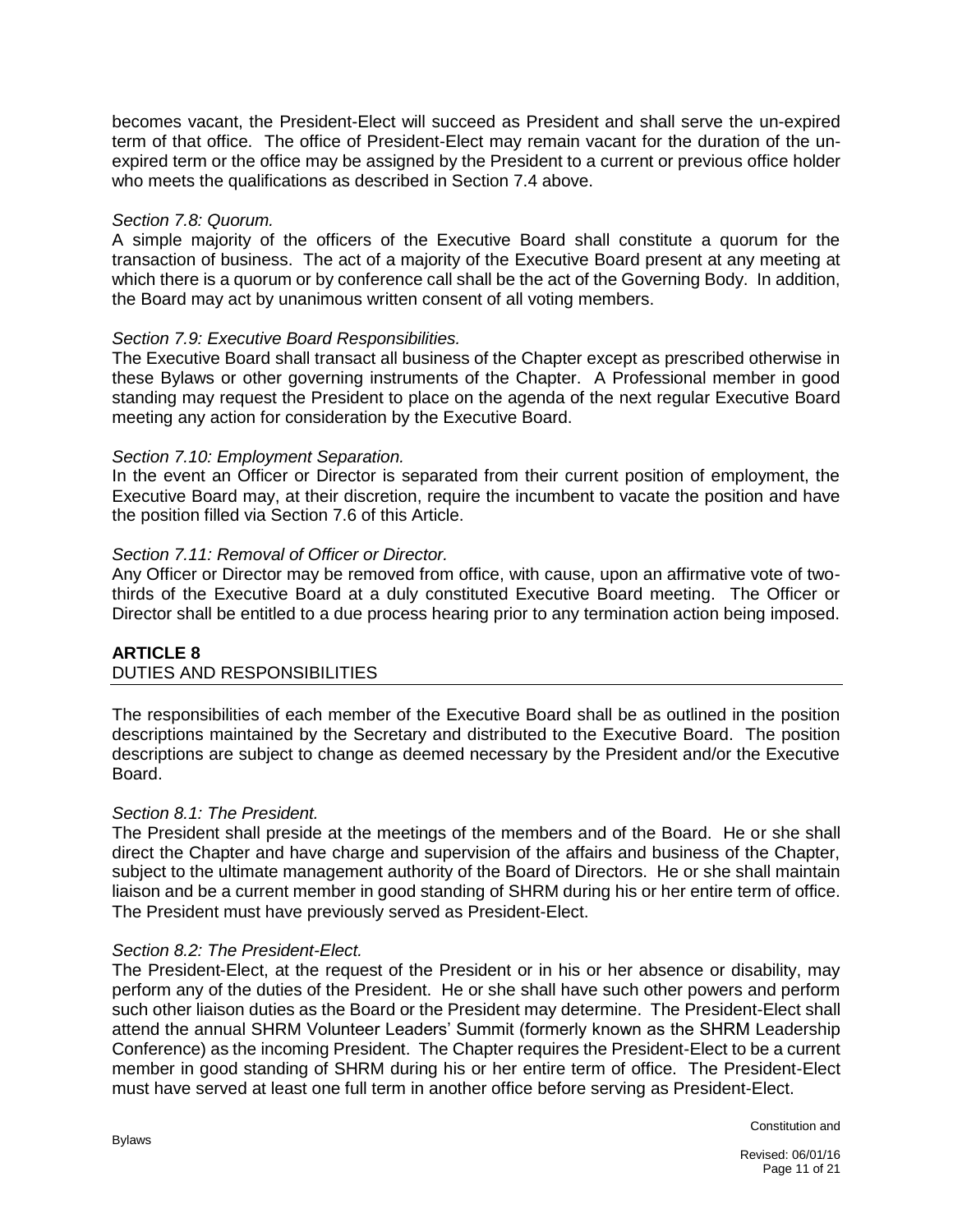becomes vacant, the President-Elect will succeed as President and shall serve the un-expired term of that office. The office of President-Elect may remain vacant for the duration of the un-expired term or the office may be assigned by the President to a current or previous office holder who meets the qualifications as described in Section 7.4 above.

*Section 7.8: Quorum.*

A simple majority of the officers of the Executive Board shall constitute a quorum for the transaction of business. The act of a majority of the Executive Board present at any meeting at which there is a quorum or by conference call shall be the act of the Governing Body. In addition, the Board may act by unanimous written consent of all voting members.

*Section 7.9: Executive Board Responsibilities.*

The Executive Board shall transact all business of the Chapter except as prescribed otherwise in these Bylaws or other governing instruments of the Chapter. A Professional member in good standing may request the President to place on the agenda of the next regular Executive Board meeting any action for consideration by the Executive Board.

*Section 7.10: Employment Separation.*

In the event an Officer or Director is separated from their current position of employment, the Executive Board may, at their discretion, require the incumbent to vacate the position and have the position filled via Section 7.6 of this Article.

*Section 7.11: Removal of Officer or Director.*

Any Officer or Director may be removed from office, with cause, upon an affirmative vote of two-thirds of the Executive Board at a duly constituted Executive Board meeting. The Officer or Director shall be entitled to a due process hearing prior to any termination action being imposed.

## ARTICLE 8

DUTIES AND RESPONSIBILITIES

The responsibilities of each member of the Executive Board shall be as outlined in the position descriptions maintained by the Secretary and distributed to the Executive Board. The position descriptions are subject to change as deemed necessary by the President and/or the Executive Board.

*Section 8.1: The President.*

The President shall preside at the meetings of the members and of the Board. He or she shall direct the Chapter and have charge and supervision of the affairs and business of the Chapter, subject to the ultimate management authority of the Board of Directors. He or she shall maintain liaison and be a current member in good standing of SHRM during his or her entire term of office. The President must have previously served as President-Elect.

*Section 8.2: The President-Elect.*

The President-Elect, at the request of the President or in his or her absence or disability, may perform any of the duties of the President. He or she shall have such other powers and perform such other liaison duties as the Board or the President may determine. The President-Elect shall attend the annual SHRM Volunteer Leaders' Summit (formerly known as the SHRM Leadership Conference) as the incoming President. The Chapter requires the President-Elect to be a current member in good standing of SHRM during his or her entire term of office. The President-Elect must have served at least one full term in another office before serving as President-Elect.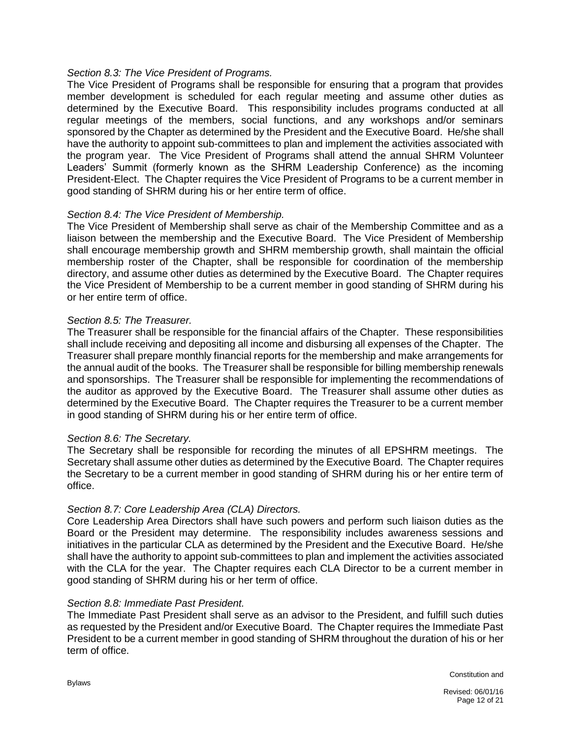*Section 8.3: The Vice President of Programs.*

The Vice President of Programs shall be responsible for ensuring that a program that provides member development is scheduled for each regular meeting and assume other duties as determined by the Executive Board. This responsibility includes programs conducted at all regular meetings of the members, social functions, and any workshops and/or seminars sponsored by the Chapter as determined by the President and the Executive Board. He/she shall have the authority to appoint sub-committees to plan and implement the activities associated with the program year. The Vice President of Programs shall attend the annual SHRM Volunteer Leaders' Summit (formerly known as the SHRM Leadership Conference) as the incoming President-Elect. The Chapter requires the Vice President of Programs to be a current member in good standing of SHRM during his or her entire term of office.

*Section 8.4: The Vice President of Membership.*

The Vice President of Membership shall serve as chair of the Membership Committee and as a liaison between the membership and the Executive Board. The Vice President of Membership shall encourage membership growth and SHRM membership growth, shall maintain the official membership roster of the Chapter, shall be responsible for coordination of the membership directory, and assume other duties as determined by the Executive Board. The Chapter requires the Vice President of Membership to be a current member in good standing of SHRM during his or her entire term of office.

*Section 8.5: The Treasurer.*

The Treasurer shall be responsible for the financial affairs of the Chapter. These responsibilities shall include receiving and depositing all income and disbursing all expenses of the Chapter. The Treasurer shall prepare monthly financial reports for the membership and make arrangements for the annual audit of the books. The Treasurer shall be responsible for billing membership renewals and sponsorships. The Treasurer shall be responsible for implementing the recommendations of the auditor as approved by the Executive Board. The Treasurer shall assume other duties as determined by the Executive Board. The Chapter requires the Treasurer to be a current member in good standing of SHRM during his or her entire term of office.

*Section 8.6: The Secretary.*

The Secretary shall be responsible for recording the minutes of all EPSHRM meetings. The Secretary shall assume other duties as determined by the Executive Board. The Chapter requires the Secretary to be a current member in good standing of SHRM during his or her entire term of office.

*Section 8.7: Core Leadership Area (CLA) Directors.*

Core Leadership Area Directors shall have such powers and perform such liaison duties as the Board or the President may determine. The responsibility includes awareness sessions and initiatives in the particular CLA as determined by the President and the Executive Board. He/she shall have the authority to appoint sub-committees to plan and implement the activities associated with the CLA for the year. The Chapter requires each CLA Director to be a current member in good standing of SHRM during his or her term of office.

*Section 8.8: Immediate Past President.*

The Immediate Past President shall serve as an advisor to the President, and fulfill such duties as requested by the President and/or Executive Board. The Chapter requires the Immediate Past President to be a current member in good standing of SHRM throughout the duration of his or her term of office.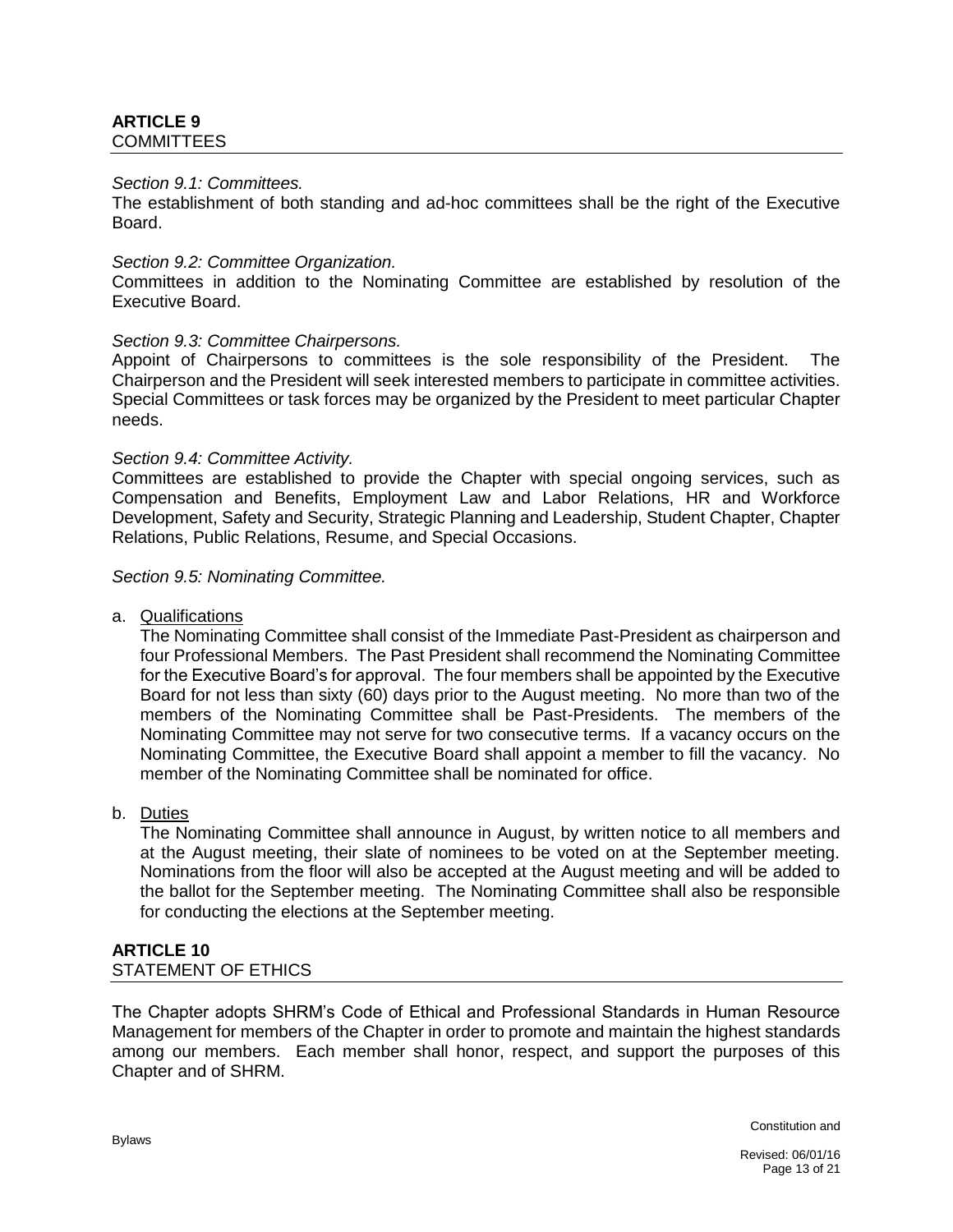## ARTICLE 9
COMMITTEES

*Section 9.1: Committees.*
The establishment of both standing and ad-hoc committees shall be the right of the Executive Board.

*Section 9.2: Committee Organization.*
Committees in addition to the Nominating Committee are established by resolution of the Executive Board.

*Section 9.3: Committee Chairpersons.*
Appoint of Chairpersons to committees is the sole responsibility of the President. The Chairperson and the President will seek interested members to participate in committee activities. Special Committees or task forces may be organized by the President to meet particular Chapter needs.

*Section 9.4: Committee Activity.*
Committees are established to provide the Chapter with special ongoing services, such as Compensation and Benefits, Employment Law and Labor Relations, HR and Workforce Development, Safety and Security, Strategic Planning and Leadership, Student Chapter, Chapter Relations, Public Relations, Resume, and Special Occasions.

*Section 9.5: Nominating Committee.*

a. Qualifications
   The Nominating Committee shall consist of the Immediate Past-President as chairperson and four Professional Members. The Past President shall recommend the Nominating Committee for the Executive Board's for approval. The four members shall be appointed by the Executive Board for not less than sixty (60) days prior to the August meeting. No more than two of the members of the Nominating Committee shall be Past-Presidents. The members of the Nominating Committee may not serve for two consecutive terms. If a vacancy occurs on the Nominating Committee, the Executive Board shall appoint a member to fill the vacancy. No member of the Nominating Committee shall be nominated for office.

b. Duties
   The Nominating Committee shall announce in August, by written notice to all members and at the August meeting, their slate of nominees to be voted on at the September meeting. Nominations from the floor will also be accepted at the August meeting and will be added to the ballot for the September meeting. The Nominating Committee shall also be responsible for conducting the elections at the September meeting.

## ARTICLE 10
STATEMENT OF ETHICS

The Chapter adopts SHRM's Code of Ethical and Professional Standards in Human Resource Management for members of the Chapter in order to promote and maintain the highest standards among our members. Each member shall honor, respect, and support the purposes of this Chapter and of SHRM.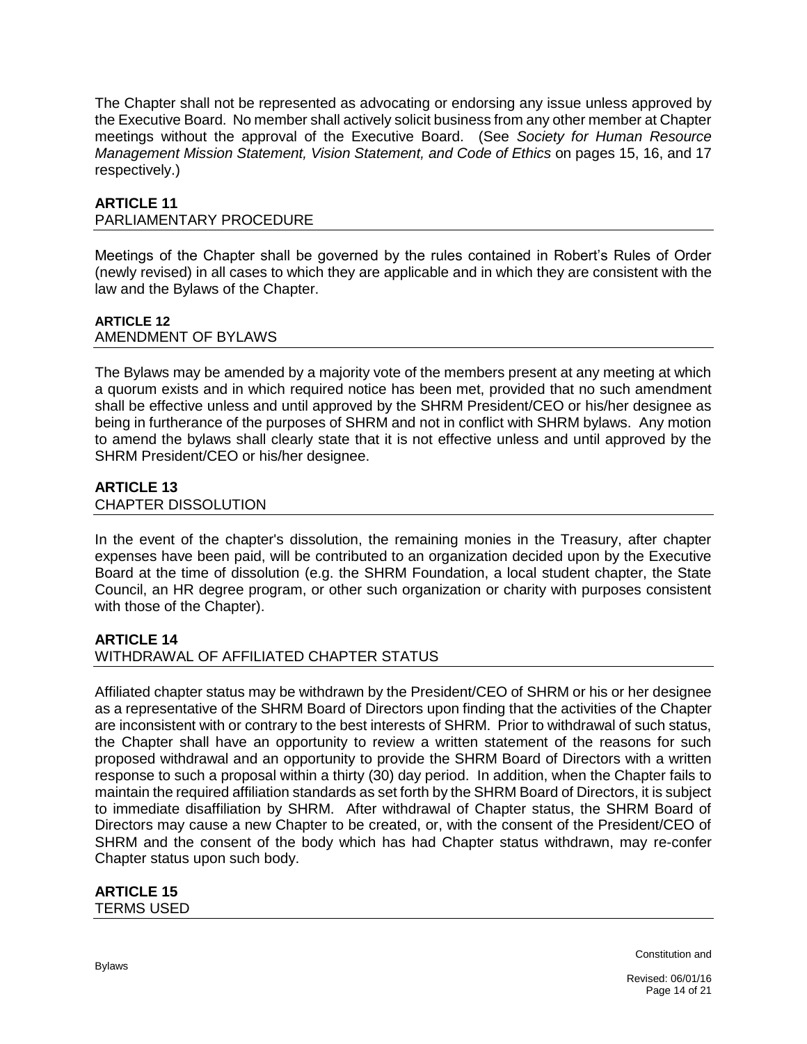The Chapter shall not be represented as advocating or endorsing any issue unless approved by the Executive Board. No member shall actively solicit business from any other member at Chapter meetings without the approval of the Executive Board. (See *Society for Human Resource Management Mission Statement, Vision Statement, and Code of Ethics* on pages 15, 16, and 17 respectively.)

## ARTICLE 11
PARLIAMENTARY PROCEDURE

Meetings of the Chapter shall be governed by the rules contained in Robert's Rules of Order (newly revised) in all cases to which they are applicable and in which they are consistent with the law and the Bylaws of the Chapter.

## ARTICLE 12
AMENDMENT OF BYLAWS

The Bylaws may be amended by a majority vote of the members present at any meeting at which a quorum exists and in which required notice has been met, provided that no such amendment shall be effective unless and until approved by the SHRM President/CEO or his/her designee as being in furtherance of the purposes of SHRM and not in conflict with SHRM bylaws. Any motion to amend the bylaws shall clearly state that it is not effective unless and until approved by the SHRM President/CEO or his/her designee.

## ARTICLE 13
CHAPTER DISSOLUTION

In the event of the chapter's dissolution, the remaining monies in the Treasury, after chapter expenses have been paid, will be contributed to an organization decided upon by the Executive Board at the time of dissolution (e.g. the SHRM Foundation, a local student chapter, the State Council, an HR degree program, or other such organization or charity with purposes consistent with those of the Chapter).

## ARTICLE 14
WITHDRAWAL OF AFFILIATED CHAPTER STATUS

Affiliated chapter status may be withdrawn by the President/CEO of SHRM or his or her designee as a representative of the SHRM Board of Directors upon finding that the activities of the Chapter are inconsistent with or contrary to the best interests of SHRM. Prior to withdrawal of such status, the Chapter shall have an opportunity to review a written statement of the reasons for such proposed withdrawal and an opportunity to provide the SHRM Board of Directors with a written response to such a proposal within a thirty (30) day period. In addition, when the Chapter fails to maintain the required affiliation standards as set forth by the SHRM Board of Directors, it is subject to immediate disaffiliation by SHRM. After withdrawal of Chapter status, the SHRM Board of Directors may cause a new Chapter to be created, or, with the consent of the President/CEO of SHRM and the consent of the body which has had Chapter status withdrawn, may re-confer Chapter status upon such body.

## ARTICLE 15
TERMS USED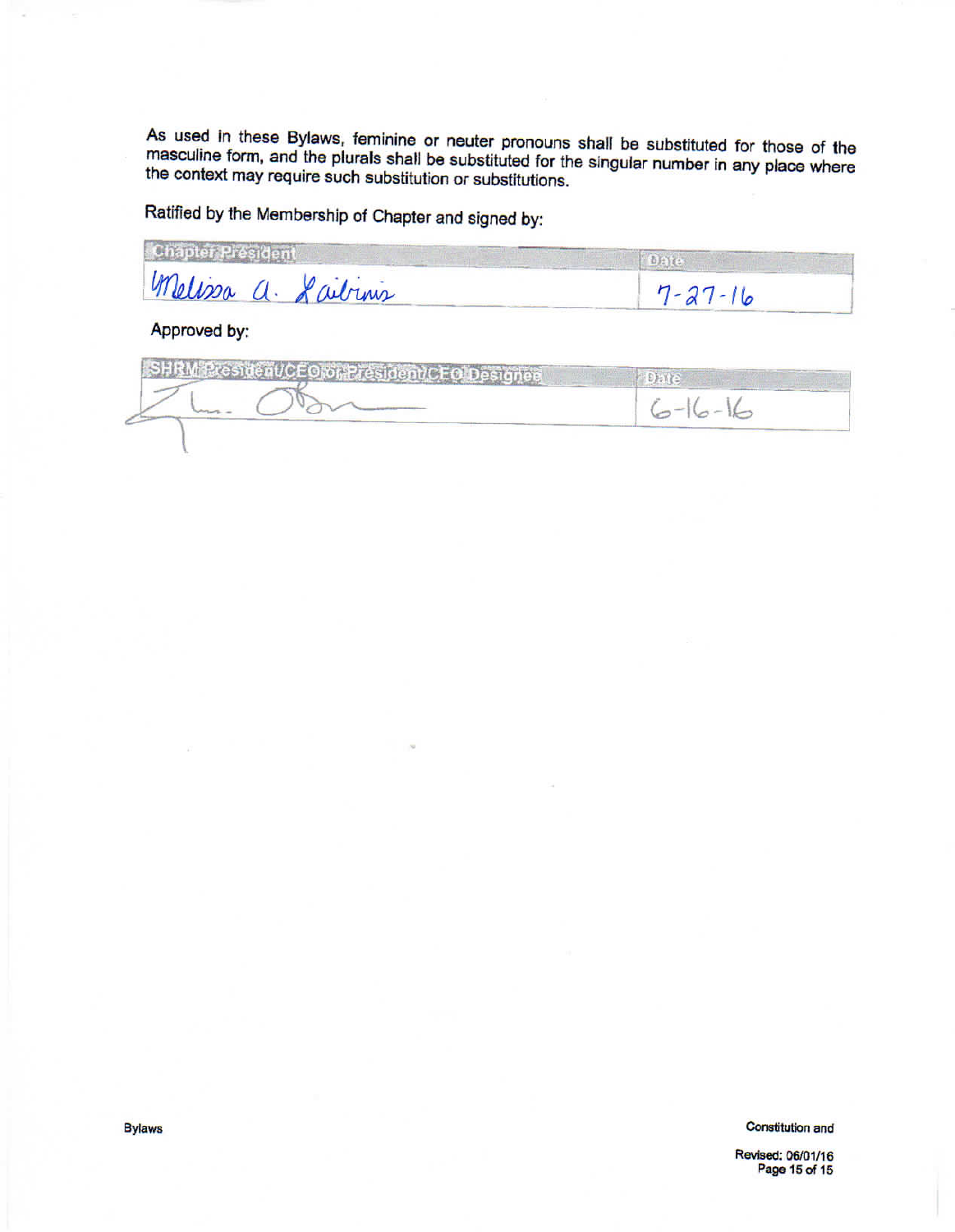As used in these Bylaws, feminine or neuter pronouns shall be substituted for those of the masculine form, and the plurals shall be substituted for the singular number in any place where the context may require such substitution or substitutions.

Ratified by the Membership of Chapter and signed by:

| Chapter President | Date |
|---|---|
| Melissa A. Laibinis | 7-27-16 |

Approved by:

| SHRM President/CEO or President/CEO Designee | Date |
|---|---|
| [signature] | 6-16-16 |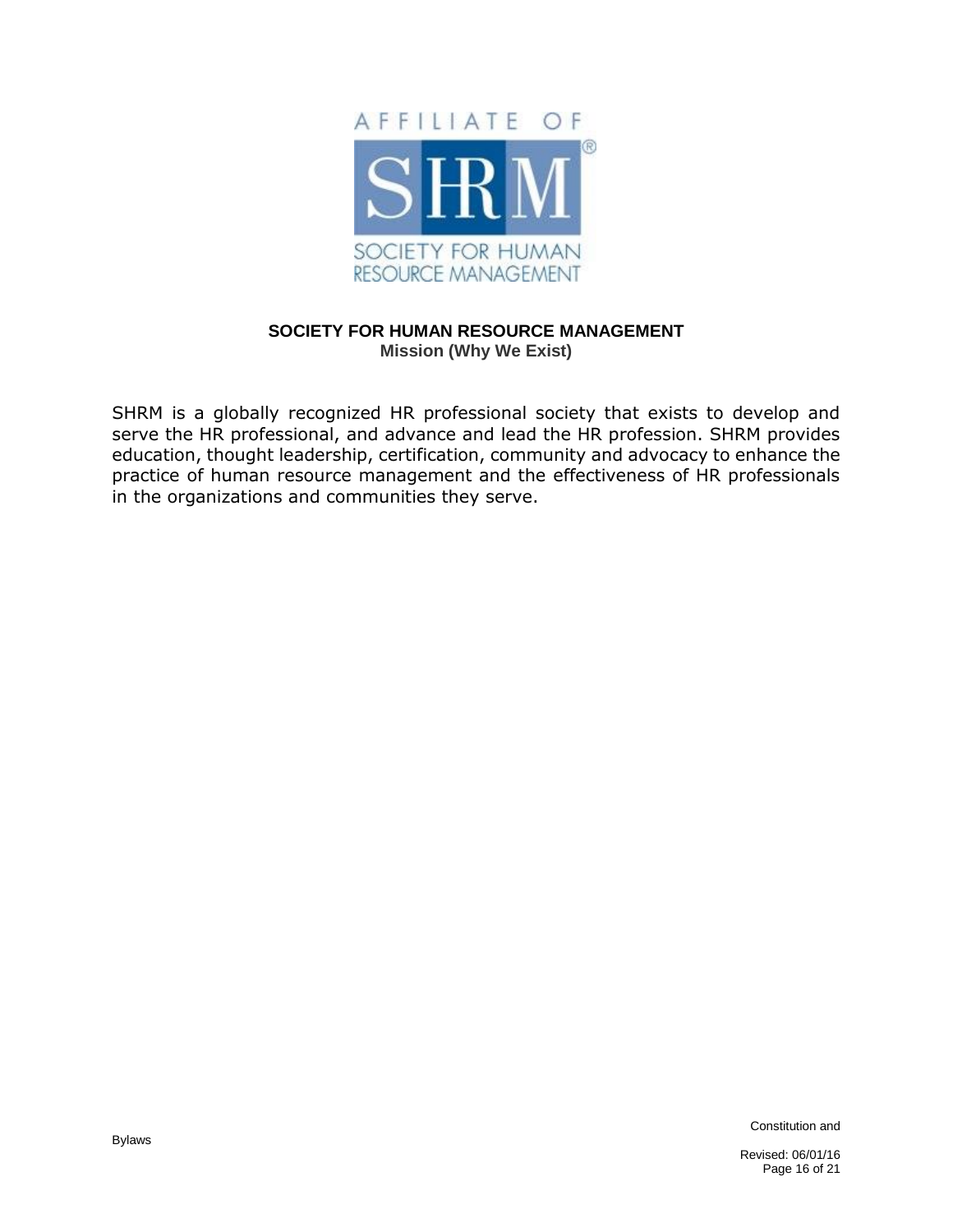AFFILIATE OF

SHRM

SOCIETY FOR HUMAN RESOURCE MANAGEMENT

## SOCIETY FOR HUMAN RESOURCE MANAGEMENT

### Mission (Why We Exist)

SHRM is a globally recognized HR professional society that exists to develop and serve the HR professional, and advance and lead the HR profession. SHRM provides education, thought leadership, certification, community and advocacy to enhance the practice of human resource management and the effectiveness of HR professionals in the organizations and communities they serve.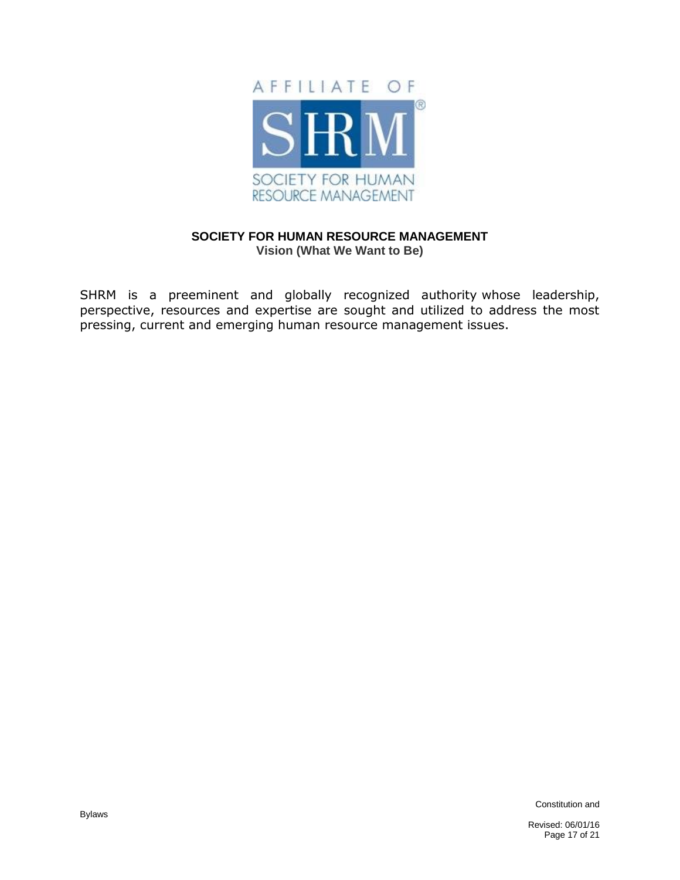## SOCIETY FOR HUMAN RESOURCE MANAGEMENT

**Vision (What We Want to Be)**

SHRM is a preeminent and globally recognized authority whose leadership, perspective, resources and expertise are sought and utilized to address the most pressing, current and emerging human resource management issues.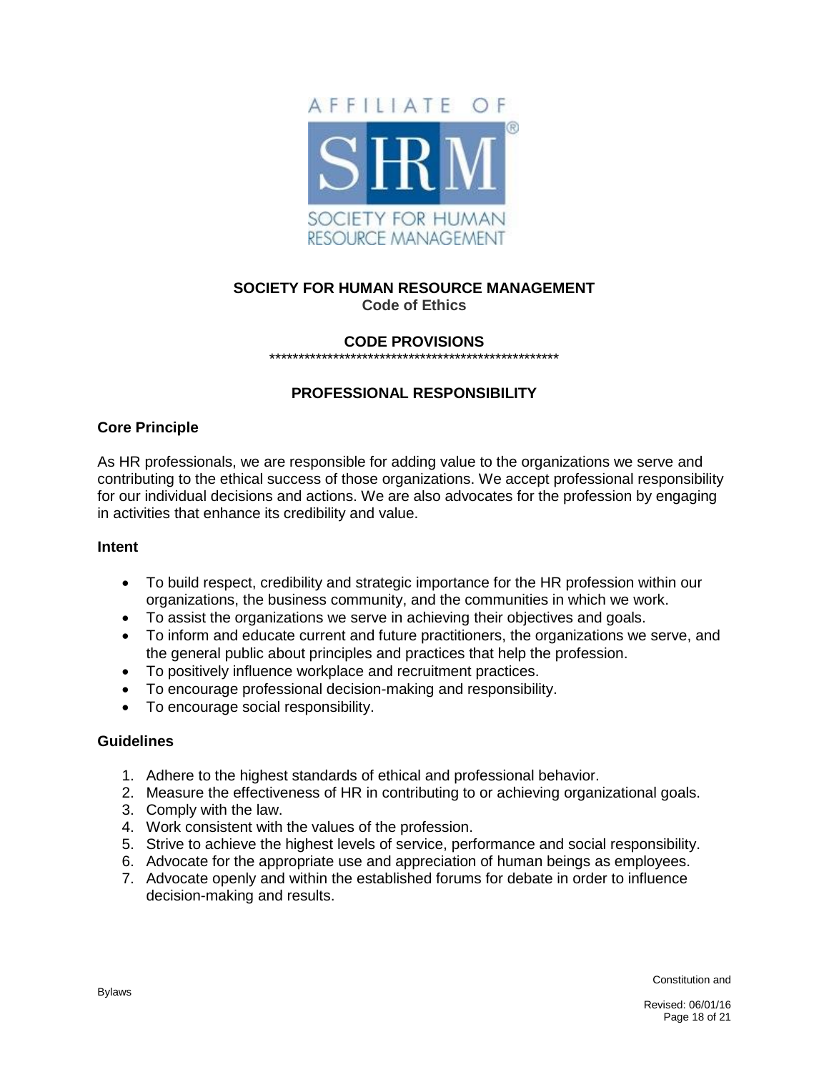# SOCIETY FOR HUMAN RESOURCE MANAGEMENT

**Code of Ethics**

## CODE PROVISIONS

***************************************************

### PROFESSIONAL RESPONSIBILITY

#### Core Principle

As HR professionals, we are responsible for adding value to the organizations we serve and contributing to the ethical success of those organizations. We accept professional responsibility for our individual decisions and actions. We are also advocates for the profession by engaging in activities that enhance its credibility and value.

#### Intent

- To build respect, credibility and strategic importance for the HR profession within our organizations, the business community, and the communities in which we work.
- To assist the organizations we serve in achieving their objectives and goals.
- To inform and educate current and future practitioners, the organizations we serve, and the general public about principles and practices that help the profession.
- To positively influence workplace and recruitment practices.
- To encourage professional decision-making and responsibility.
- To encourage social responsibility.

#### Guidelines

1. Adhere to the highest standards of ethical and professional behavior.
2. Measure the effectiveness of HR in contributing to or achieving organizational goals.
3. Comply with the law.
4. Work consistent with the values of the profession.
5. Strive to achieve the highest levels of service, performance and social responsibility.
6. Advocate for the appropriate use and appreciation of human beings as employees.
7. Advocate openly and within the established forums for debate in order to influence decision-making and results.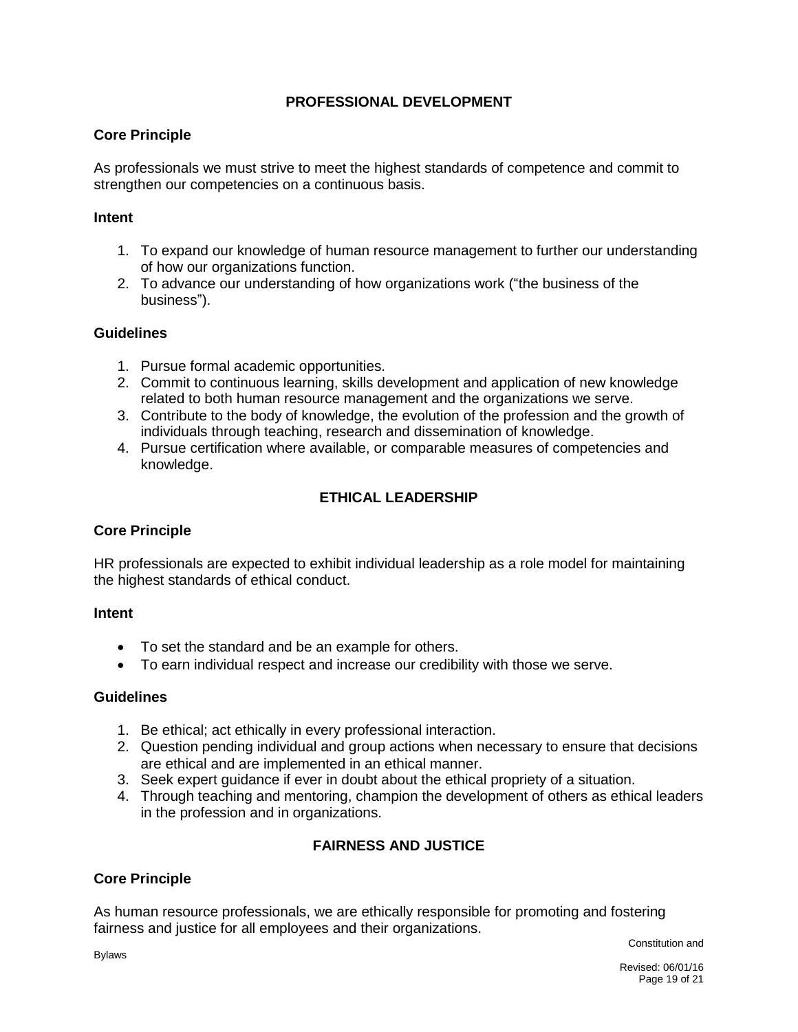## PROFESSIONAL DEVELOPMENT

### Core Principle

As professionals we must strive to meet the highest standards of competence and commit to strengthen our competencies on a continuous basis.

### Intent

1. To expand our knowledge of human resource management to further our understanding of how our organizations function.
2. To advance our understanding of how organizations work ("the business of the business").

### Guidelines

1. Pursue formal academic opportunities.
2. Commit to continuous learning, skills development and application of new knowledge related to both human resource management and the organizations we serve.
3. Contribute to the body of knowledge, the evolution of the profession and the growth of individuals through teaching, research and dissemination of knowledge.
4. Pursue certification where available, or comparable measures of competencies and knowledge.

## ETHICAL LEADERSHIP

### Core Principle

HR professionals are expected to exhibit individual leadership as a role model for maintaining the highest standards of ethical conduct.

### Intent

- To set the standard and be an example for others.
- To earn individual respect and increase our credibility with those we serve.

### Guidelines

1. Be ethical; act ethically in every professional interaction.
2. Question pending individual and group actions when necessary to ensure that decisions are ethical and are implemented in an ethical manner.
3. Seek expert guidance if ever in doubt about the ethical propriety of a situation.
4. Through teaching and mentoring, champion the development of others as ethical leaders in the profession and in organizations.

## FAIRNESS AND JUSTICE

### Core Principle

As human resource professionals, we are ethically responsible for promoting and fostering fairness and justice for all employees and their organizations.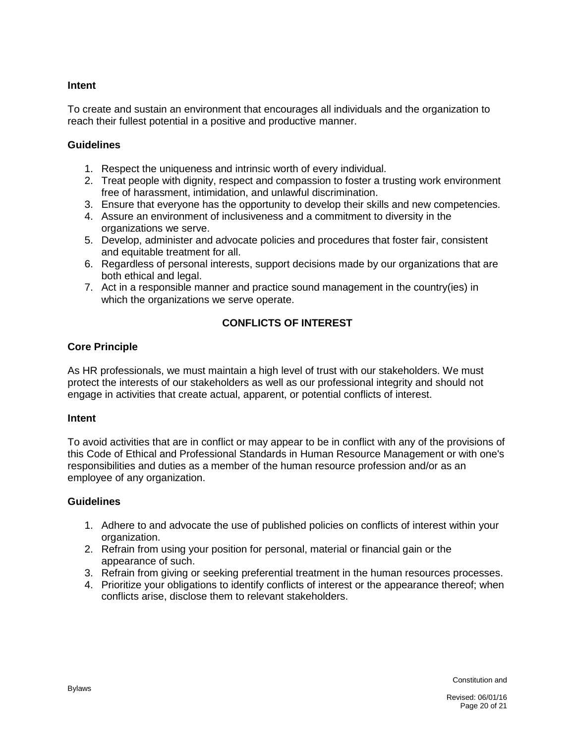### Intent

To create and sustain an environment that encourages all individuals and the organization to reach their fullest potential in a positive and productive manner.

### Guidelines

1. Respect the uniqueness and intrinsic worth of every individual.
2. Treat people with dignity, respect and compassion to foster a trusting work environment free of harassment, intimidation, and unlawful discrimination.
3. Ensure that everyone has the opportunity to develop their skills and new competencies.
4. Assure an environment of inclusiveness and a commitment to diversity in the organizations we serve.
5. Develop, administer and advocate policies and procedures that foster fair, consistent and equitable treatment for all.
6. Regardless of personal interests, support decisions made by our organizations that are both ethical and legal.
7. Act in a responsible manner and practice sound management in the country(ies) in which the organizations we serve operate.

## CONFLICTS OF INTEREST

### Core Principle

As HR professionals, we must maintain a high level of trust with our stakeholders. We must protect the interests of our stakeholders as well as our professional integrity and should not engage in activities that create actual, apparent, or potential conflicts of interest.

### Intent

To avoid activities that are in conflict or may appear to be in conflict with any of the provisions of this Code of Ethical and Professional Standards in Human Resource Management or with one's responsibilities and duties as a member of the human resource profession and/or as an employee of any organization.

### Guidelines

1. Adhere to and advocate the use of published policies on conflicts of interest within your organization.
2. Refrain from using your position for personal, material or financial gain or the appearance of such.
3. Refrain from giving or seeking preferential treatment in the human resources processes.
4. Prioritize your obligations to identify conflicts of interest or the appearance thereof; when conflicts arise, disclose them to relevant stakeholders.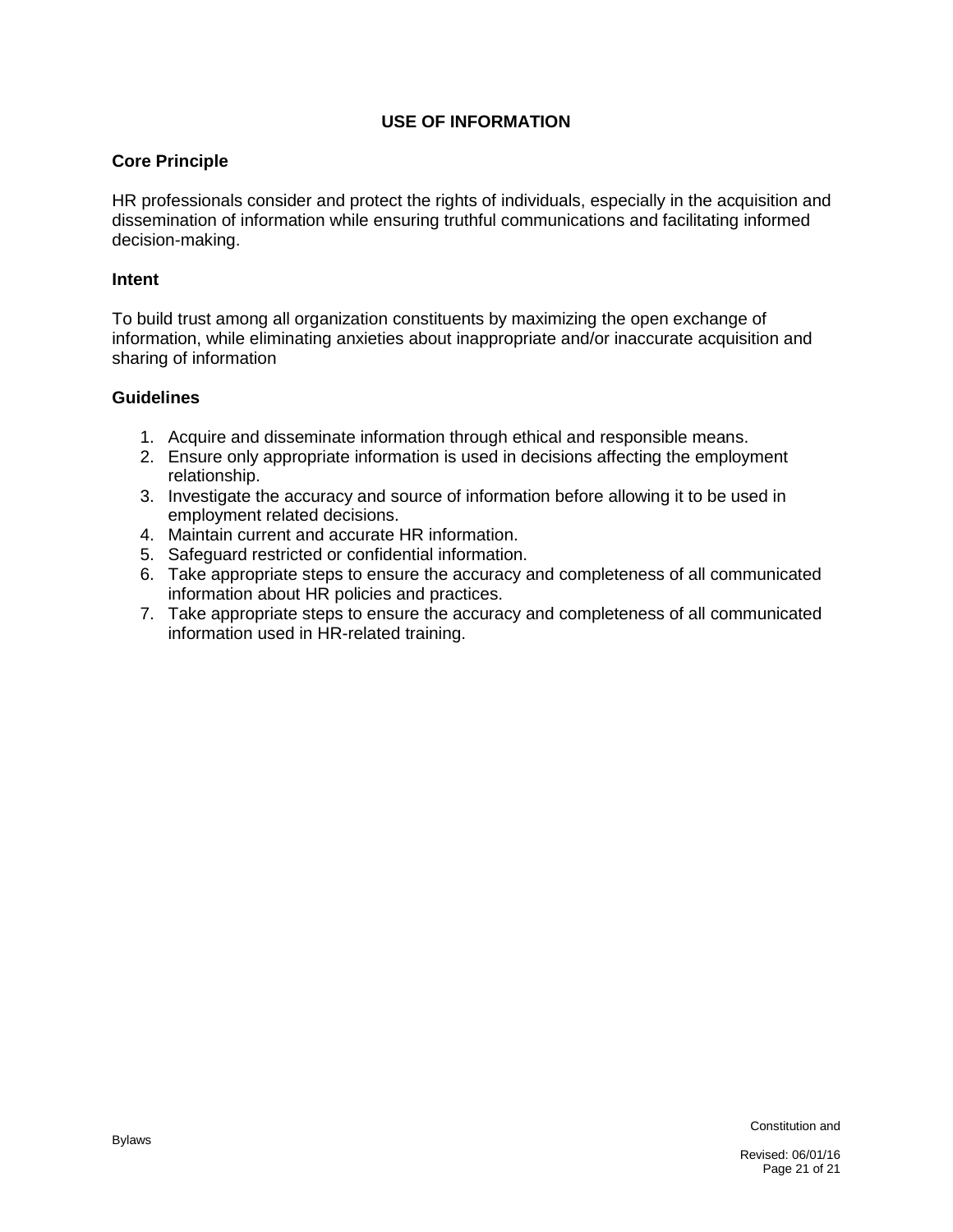## USE OF INFORMATION

### Core Principle

HR professionals consider and protect the rights of individuals, especially in the acquisition and dissemination of information while ensuring truthful communications and facilitating informed decision-making.

### Intent

To build trust among all organization constituents by maximizing the open exchange of information, while eliminating anxieties about inappropriate and/or inaccurate acquisition and sharing of information

### Guidelines

1. Acquire and disseminate information through ethical and responsible means.
2. Ensure only appropriate information is used in decisions affecting the employment relationship.
3. Investigate the accuracy and source of information before allowing it to be used in employment related decisions.
4. Maintain current and accurate HR information.
5. Safeguard restricted or confidential information.
6. Take appropriate steps to ensure the accuracy and completeness of all communicated information about HR policies and practices.
7. Take appropriate steps to ensure the accuracy and completeness of all communicated information used in HR-related training.